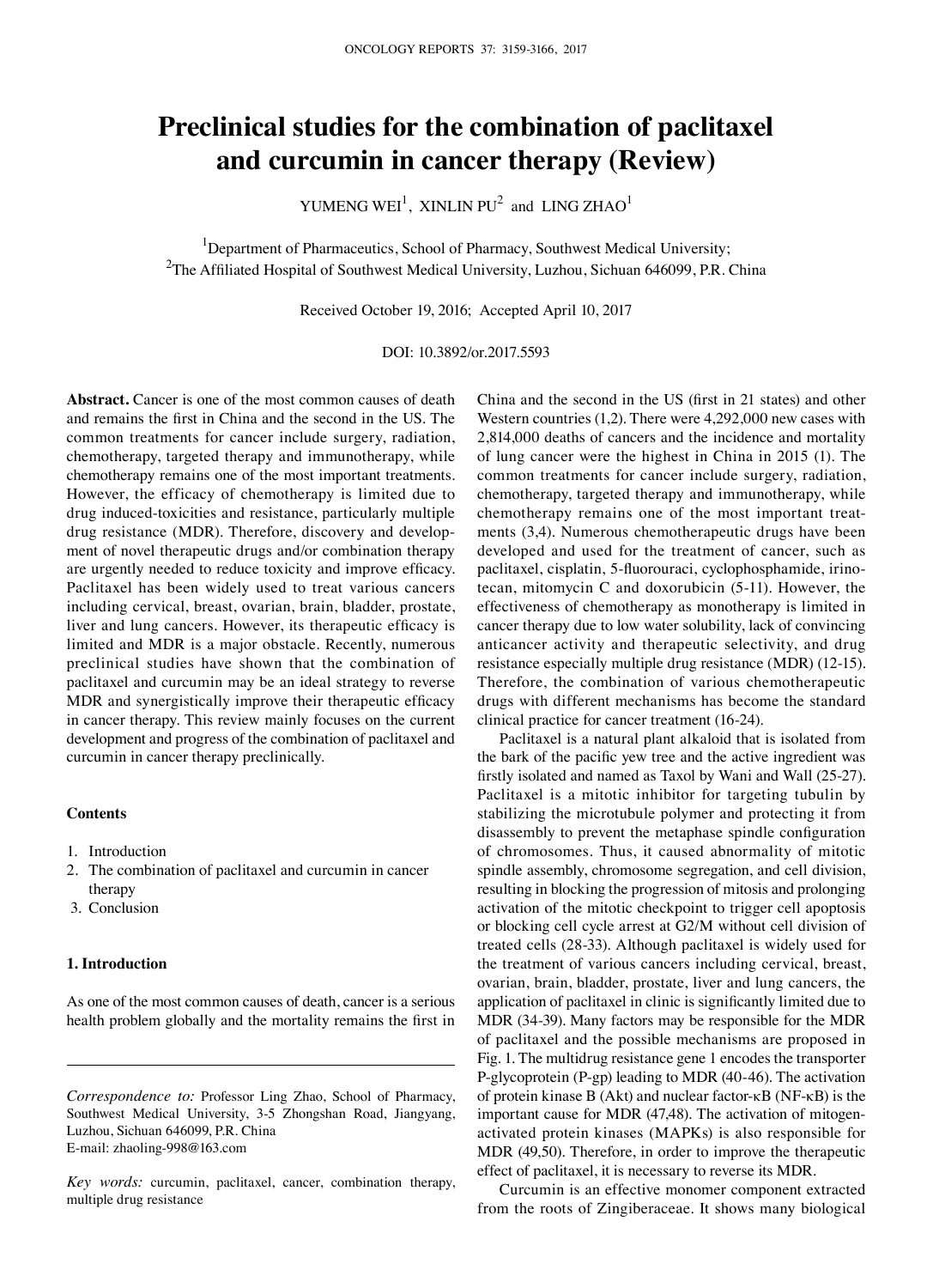# Preclinical studies for the combination of paclitaxel and curcumin in cancer therapy (Review)

YUMENG WEI[1], XINLIN PU[2] and LING ZHAO[1]

[1]Department of Pharmaceutics, School of Pharmacy, Southwest Medical University; [2]The Affiliated Hospital of Southwest Medical University, Luzhou, Sichuan 646099, P.R. China

Received October 19, 2016; Accepted April 10, 2017

DOI: 10.3892/or.2017.5593

**Abstract.** Cancer is one of the most common causes of death and remains the first in China and the second in the US. The common treatments for cancer include surgery, radiation, chemotherapy, targeted therapy and immunotherapy, while chemotherapy remains one of the most important treatments. However, the efficacy of chemotherapy is limited due to drug induced-toxicities and resistance, particularly multiple drug resistance (MDR). Therefore, discovery and development of novel therapeutic drugs and/or combination therapy are urgently needed to reduce toxicity and improve efficacy. Paclitaxel has been widely used to treat various cancers including cervical, breast, ovarian, brain, bladder, prostate, liver and lung cancers. However, its therapeutic efficacy is limited and MDR is a major obstacle. Recently, numerous preclinical studies have shown that the combination of paclitaxel and curcumin may be an ideal strategy to reverse MDR and synergistically improve their therapeutic efficacy in cancer therapy. This review mainly focuses on the current development and progress of the combination of paclitaxel and curcumin in cancer therapy preclinically.

### Contents

1. Introduction
2. The combination of paclitaxel and curcumin in cancer therapy
3. Conclusion

## 1. Introduction

As one of the most common causes of death, cancer is a serious health problem globally and the mortality remains the first in China and the second in the US (first in 21 states) and other Western countries (1,2). There were 4,292,000 new cases with 2,814,000 deaths of cancers and the incidence and mortality of lung cancer were the highest in China in 2015 (1). The common treatments for cancer include surgery, radiation, chemotherapy, targeted therapy and immunotherapy, while chemotherapy remains one of the most important treatments (3,4). Numerous chemotherapeutic drugs have been developed and used for the treatment of cancer, such as paclitaxel, cisplatin, 5-fluorouraci, cyclophosphamide, irinotecan, mitomycin C and doxorubicin (5-11). However, the effectiveness of chemotherapy as monotherapy is limited in cancer therapy due to low water solubility, lack of convincing anticancer activity and therapeutic selectivity, and drug resistance especially multiple drug resistance (MDR) (12-15). Therefore, the combination of various chemotherapeutic drugs with different mechanisms has become the standard clinical practice for cancer treatment (16-24).

Paclitaxel is a natural plant alkaloid that is isolated from the bark of the pacific yew tree and the active ingredient was firstly isolated and named as Taxol by Wani and Wall (25-27). Paclitaxel is a mitotic inhibitor for targeting tubulin by stabilizing the microtubule polymer and protecting it from disassembly to prevent the metaphase spindle configuration of chromosomes. Thus, it caused abnormality of mitotic spindle assembly, chromosome segregation, and cell division, resulting in blocking the progression of mitosis and prolonging activation of the mitotic checkpoint to trigger cell apoptosis or blocking cell cycle arrest at G2/M without cell division of treated cells (28-33). Although paclitaxel is widely used for the treatment of various cancers including cervical, breast, ovarian, brain, bladder, prostate, liver and lung cancers, the application of paclitaxel in clinic is significantly limited due to MDR (34-39). Many factors may be responsible for the MDR of paclitaxel and the possible mechanisms are proposed in Fig. 1. The multidrug resistance gene 1 encodes the transporter P-glycoprotein (P-gp) leading to MDR (40-46). The activation of protein kinase B (Akt) and nuclear factor-κB (NF-κB) is the important cause for MDR (47,48). The activation of mitogen-activated protein kinases (MAPKs) is also responsible for MDR (49,50). Therefore, in order to improve the therapeutic effect of paclitaxel, it is necessary to reverse its MDR.

Curcumin is an effective monomer component extracted from the roots of Zingiberaceae. It shows many biological

---

*Correspondence to:* Professor Ling Zhao, School of Pharmacy, Southwest Medical University, 3-5 Zhongshan Road, Jiangyang, Luzhou, Sichuan 646099, P.R. China
E-mail: zhaoling-998@163.com

*Key words:* curcumin, paclitaxel, cancer, combination therapy, multiple drug resistance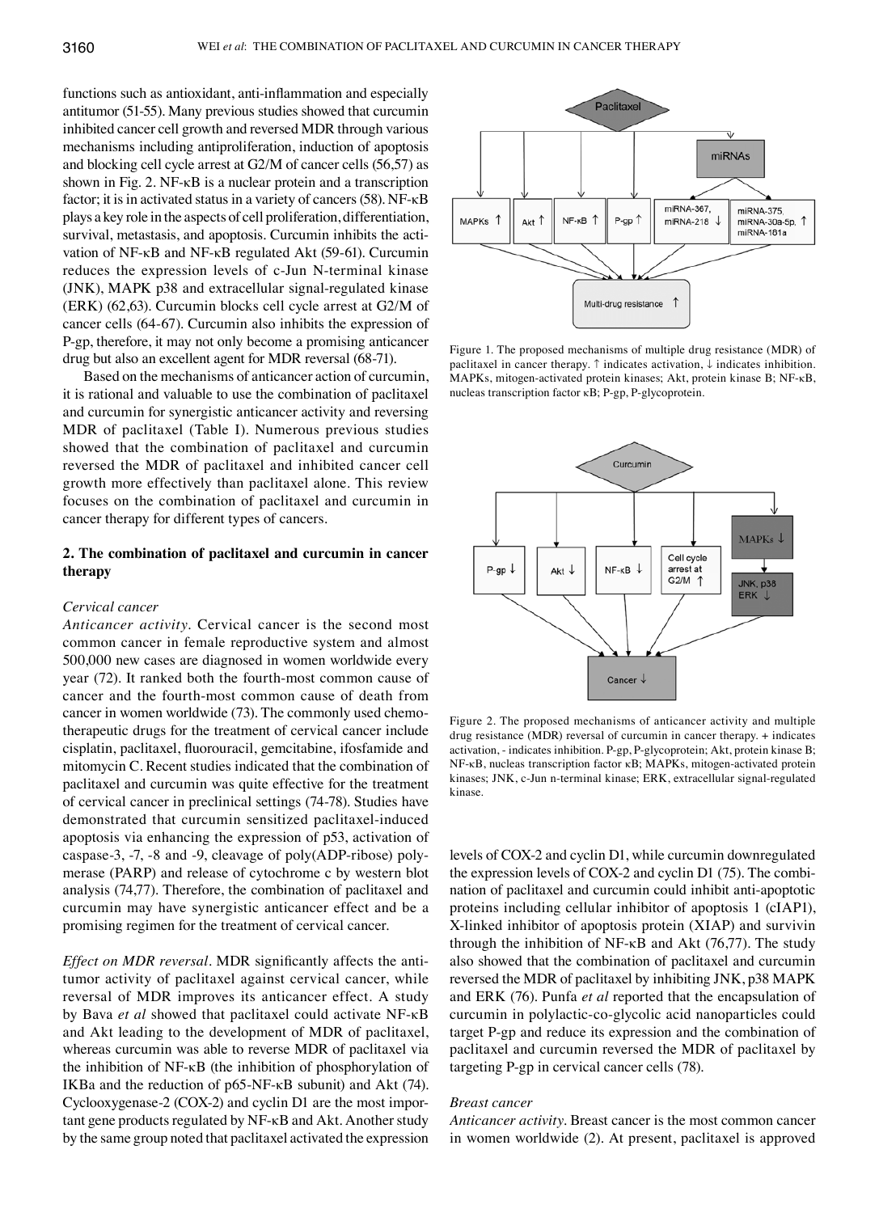functions such as antioxidant, anti-inflammation and especially antitumor (51-55). Many previous studies showed that curcumin inhibited cancer cell growth and reversed MDR through various mechanisms including antiproliferation, induction of apoptosis and blocking cell cycle arrest at G2/M of cancer cells (56,57) as shown in Fig. 2. NF-κB is a nuclear protein and a transcription factor; it is in activated status in a variety of cancers (58). NF-κB plays a key role in the aspects of cell proliferation, differentiation, survival, metastasis, and apoptosis. Curcumin inhibits the activation of NF-κB and NF-κB regulated Akt (59-61). Curcumin reduces the expression levels of c-Jun N-terminal kinase (JNK), MAPK p38 and extracellular signal-regulated kinase (ERK) (62,63). Curcumin blocks cell cycle arrest at G2/M of cancer cells (64-67). Curcumin also inhibits the expression of P-gp, therefore, it may not only become a promising anticancer drug but also an excellent agent for MDR reversal (68-71).

Based on the mechanisms of anticancer action of curcumin, it is rational and valuable to use the combination of paclitaxel and curcumin for synergistic anticancer activity and reversing MDR of paclitaxel (Table I). Numerous previous studies showed that the combination of paclitaxel and curcumin reversed the MDR of paclitaxel and inhibited cancer cell growth more effectively than paclitaxel alone. This review focuses on the combination of paclitaxel and curcumin in cancer therapy for different types of cancers.

Figure 1. The proposed mechanisms of multiple drug resistance (MDR) of paclitaxel in cancer therapy. ↑ indicates activation, ↓ indicates inhibition. MAPKs, mitogen-activated protein kinases; Akt, protein kinase B; NF-κB, nucleas transcription factor κB; P-gp, P-glycoprotein.

Figure 2. The proposed mechanisms of anticancer activity and multiple drug resistance (MDR) reversal of curcumin in cancer therapy. + indicates activation, - indicates inhibition. P-gp, P-glycoprotein; Akt, protein kinase B; NF-κB, nucleas transcription factor κB; MAPKs, mitogen-activated protein kinases; JNK, c-Jun n-terminal kinase; ERK, extracellular signal-regulated kinase.

## 2. The combination of paclitaxel and curcumin in cancer therapy

### *Cervical cancer*

*Anticancer activity.* Cervical cancer is the second most common cancer in female reproductive system and almost 500,000 new cases are diagnosed in women worldwide every year (72). It ranked both the fourth-most common cause of cancer and the fourth-most common cause of death from cancer in women worldwide (73). The commonly used chemotherapeutic drugs for the treatment of cervical cancer include cisplatin, paclitaxel, fluorouracil, gemcitabine, ifosfamide and mitomycin C. Recent studies indicated that the combination of paclitaxel and curcumin was quite effective for the treatment of cervical cancer in preclinical settings (74-78). Studies have demonstrated that curcumin sensitized paclitaxel-induced apoptosis via enhancing the expression of p53, activation of caspase-3, -7, -8 and -9, cleavage of poly(ADP-ribose) polymerase (PARP) and release of cytochrome c by western blot analysis (74,77). Therefore, the combination of paclitaxel and curcumin may have synergistic anticancer effect and be a promising regimen for the treatment of cervical cancer.

*Effect on MDR reversal.* MDR significantly affects the antitumor activity of paclitaxel against cervical cancer, while reversal of MDR improves its anticancer effect. A study by Bava *et al* showed that paclitaxel could activate NF-κB and Akt leading to the development of MDR of paclitaxel, whereas curcumin was able to reverse MDR of paclitaxel via the inhibition of NF-κB (the inhibition of phosphorylation of IKBa and the reduction of p65-NF-κB subunit) and Akt (74). Cyclooxygenase-2 (COX-2) and cyclin D1 are the most important gene products regulated by NF-κB and Akt. Another study by the same group noted that paclitaxel activated the expression levels of COX-2 and cyclin D1, while curcumin downregulated the expression levels of COX-2 and cyclin D1 (75). The combination of paclitaxel and curcumin could inhibit anti-apoptotic proteins including cellular inhibitor of apoptosis 1 (cIAP1), X-linked inhibitor of apoptosis protein (XIAP) and survivin through the inhibition of NF-κB and Akt (76,77). The study also showed that the combination of paclitaxel and curcumin reversed the MDR of paclitaxel by inhibiting JNK, p38 MAPK and ERK (76). Punfa *et al* reported that the encapsulation of curcumin in polylactic-co-glycolic acid nanoparticles could target P-gp and reduce its expression and the combination of paclitaxel and curcumin reversed the MDR of paclitaxel by targeting P-gp in cervical cancer cells (78).

### *Breast cancer*

*Anticancer activity.* Breast cancer is the most common cancer in women worldwide (2). At present, paclitaxel is approved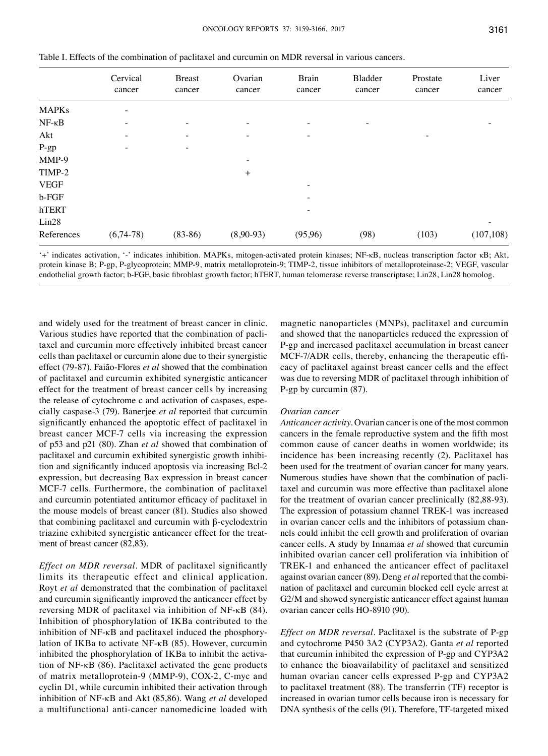Table I. Effects of the combination of paclitaxel and curcumin on MDR reversal in various cancers.

| | Cervical cancer | Breast cancer | Ovarian cancer | Brain cancer | Bladder cancer | Prostate cancer | Liver cancer |
|---|---|---|---|---|---|---|---|
| MAPKs | - | | | | | | |
| NF-κB | - | - | - | - | - | | - |
| Akt | - | - | - | - | | - | |
| P-gp | - | - | | | | | |
| MMP-9 | | | - | | | | |
| TIMP-2 | | | + | | | | |
| VEGF | | | | - | | | |
| b-FGF | | | | - | | | |
| hTERT | | | | - | | | |
| Lin28 | | | | | | | - |
| References | (6,74-78) | (83-86) | (8,90-93) | (95,96) | (98) | (103) | (107,108) |

'+' indicates activation, '-' indicates inhibition. MAPKs, mitogen-activated protein kinases; NF-κB, nucleas transcription factor κB; Akt, protein kinase B; P-gp, P-glycoprotein; MMP-9, matrix metalloprotein-9; TIMP-2, tissue inhibitors of metalloproteinase-2; VEGF, vascular endothelial growth factor; b-FGF, basic fibroblast growth factor; hTERT, human telomerase reverse transcriptase; Lin28, Lin28 homolog.

and widely used for the treatment of breast cancer in clinic. Various studies have reported that the combination of paclitaxel and curcumin more effectively inhibited breast cancer cells than paclitaxel or curcumin alone due to their synergistic effect (79-87). Faião-Flores *et al* showed that the combination of paclitaxel and curcumin exhibited synergistic anticancer effect for the treatment of breast cancer cells by increasing the release of cytochrome c and activation of caspases, especially caspase-3 (79). Banerjee *et al* reported that curcumin significantly enhanced the apoptotic effect of paclitaxel in breast cancer MCF-7 cells via increasing the expression of p53 and p21 (80). Zhan *et al* showed that combination of paclitaxel and curcumin exhibited synergistic growth inhibition and significantly induced apoptosis via increasing Bcl-2 expression, but decreasing Bax expression in breast cancer MCF-7 cells. Furthermore, the combination of paclitaxel and curcumin potentiated antitumor efficacy of paclitaxel in the mouse models of breast cancer (81). Studies also showed that combining paclitaxel and curcumin with β-cyclodextrin triazine exhibited synergistic anticancer effect for the treatment of breast cancer (82,83).

*Effect on MDR reversal.* MDR of paclitaxel significantly limits its therapeutic effect and clinical application. Royt *et al* demonstrated that the combination of paclitaxel and curcumin significantly improved the anticancer effect by reversing MDR of paclitaxel via inhibition of NF-κB (84). Inhibition of phosphorylation of IKBa contributed to the inhibition of NF-κB and paclitaxel induced the phosphorylation of IKBa to activate NF-κB (85). However, curcumin inhibited the phosphorylation of IKBa to inhibit the activation of NF-κB (86). Paclitaxel activated the gene products of matrix metalloprotein-9 (MMP-9), COX-2, C-myc and cyclin D1, while curcumin inhibited their activation through inhibition of NF-κB and Akt (85,86). Wang *et al* developed a multifunctional anti-cancer nanomedicine loaded with magnetic nanoparticles (MNPs), paclitaxel and curcumin and showed that the nanoparticles reduced the expression of P-gp and increased paclitaxel accumulation in breast cancer MCF-7/ADR cells, thereby, enhancing the therapeutic efficacy of paclitaxel against breast cancer cells and the effect was due to reversing MDR of paclitaxel through inhibition of P-gp by curcumin (87).

### Ovarian cancer

*Anticancer activity.* Ovarian cancer is one of the most common cancers in the female reproductive system and the fifth most common cause of cancer deaths in women worldwide; its incidence has been increasing recently (2). Paclitaxel has been used for the treatment of ovarian cancer for many years. Numerous studies have shown that the combination of paclitaxel and curcumin was more effective than paclitaxel alone for the treatment of ovarian cancer preclinically (82,88-93). The expression of potassium channel TREK-1 was increased in ovarian cancer cells and the inhibitors of potassium channels could inhibit the cell growth and proliferation of ovarian cancer cells. A study by Innamaa *et al* showed that curcumin inhibited ovarian cancer cell proliferation via inhibition of TREK-1 and enhanced the anticancer effect of paclitaxel against ovarian cancer (89). Deng *et al* reported that the combination of paclitaxel and curcumin blocked cell cycle arrest at G2/M and showed synergistic anticancer effect against human ovarian cancer cells HO-8910 (90).

*Effect on MDR reversal.* Paclitaxel is the substrate of P-gp and cytochrome P450 3A2 (CYP3A2). Ganta *et al* reported that curcumin inhibited the expression of P-gp and CYP3A2 to enhance the bioavailability of paclitaxel and sensitized human ovarian cancer cells expressed P-gp and CYP3A2 to paclitaxel treatment (88). The transferrin (TF) receptor is increased in ovarian tumor cells because iron is necessary for DNA synthesis of the cells (91). Therefore, TF-targeted mixed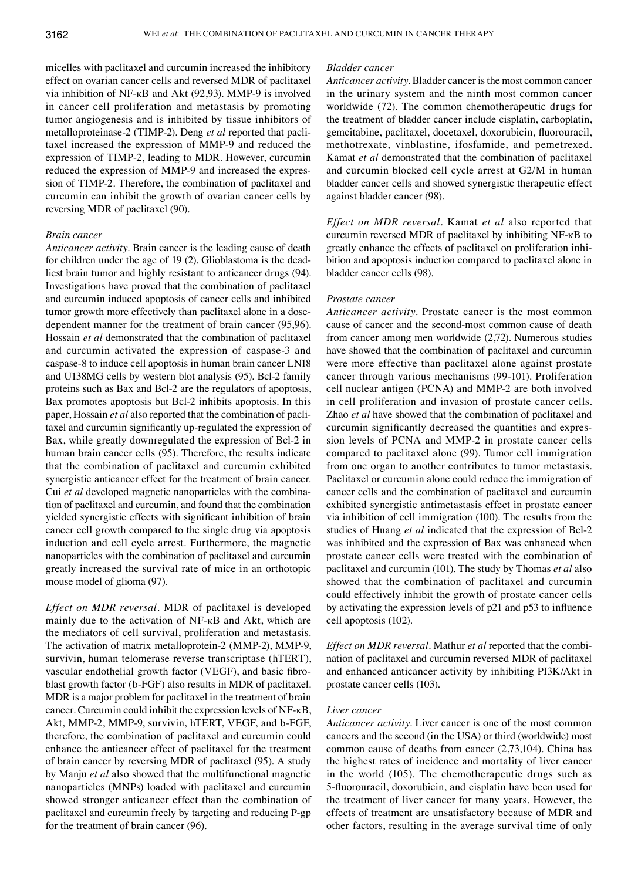micelles with paclitaxel and curcumin increased the inhibitory effect on ovarian cancer cells and reversed MDR of paclitaxel via inhibition of NF-κB and Akt (92,93). MMP-9 is involved in cancer cell proliferation and metastasis by promoting tumor angiogenesis and is inhibited by tissue inhibitors of metalloproteinase-2 (TIMP-2). Deng *et al* reported that paclitaxel increased the expression of MMP-9 and reduced the expression of TIMP-2, leading to MDR. However, curcumin reduced the expression of MMP-9 and increased the expression of TIMP-2. Therefore, the combination of paclitaxel and curcumin can inhibit the growth of ovarian cancer cells by reversing MDR of paclitaxel (90).

### *Brain cancer*

*Anticancer activity*. Brain cancer is the leading cause of death for children under the age of 19 (2). Glioblastoma is the deadliest brain tumor and highly resistant to anticancer drugs (94). Investigations have proved that the combination of paclitaxel and curcumin induced apoptosis of cancer cells and inhibited tumor growth more effectively than paclitaxel alone in a dose-dependent manner for the treatment of brain cancer (95,96). Hossain *et al* demonstrated that the combination of paclitaxel and curcumin activated the expression of caspase-3 and caspase-8 to induce cell apoptosis in human brain cancer LN18 and U138MG cells by western blot analysis (95). Bcl-2 family proteins such as Bax and Bcl-2 are the regulators of apoptosis, Bax promotes apoptosis but Bcl-2 inhibits apoptosis. In this paper, Hossain *et al* also reported that the combination of paclitaxel and curcumin significantly up-regulated the expression of Bax, while greatly downregulated the expression of Bcl-2 in human brain cancer cells (95). Therefore, the results indicate that the combination of paclitaxel and curcumin exhibited synergistic anticancer effect for the treatment of brain cancer. Cui *et al* developed magnetic nanoparticles with the combination of paclitaxel and curcumin, and found that the combination yielded synergistic effects with significant inhibition of brain cancer cell growth compared to the single drug via apoptosis induction and cell cycle arrest. Furthermore, the magnetic nanoparticles with the combination of paclitaxel and curcumin greatly increased the survival rate of mice in an orthotopic mouse model of glioma (97).

*Effect on MDR reversal*. MDR of paclitaxel is developed mainly due to the activation of NF-κB and Akt, which are the mediators of cell survival, proliferation and metastasis. The activation of matrix metalloprotein-2 (MMP-2), MMP-9, survivin, human telomerase reverse transcriptase (hTERT), vascular endothelial growth factor (VEGF), and basic fibroblast growth factor (b-FGF) also results in MDR of paclitaxel. MDR is a major problem for paclitaxel in the treatment of brain cancer. Curcumin could inhibit the expression levels of NF-κB, Akt, MMP-2, MMP-9, survivin, hTERT, VEGF, and b-FGF, therefore, the combination of paclitaxel and curcumin could enhance the anticancer effect of paclitaxel for the treatment of brain cancer by reversing MDR of paclitaxel (95). A study by Manju *et al* also showed that the multifunctional magnetic nanoparticles (MNPs) loaded with paclitaxel and curcumin showed stronger anticancer effect than the combination of paclitaxel and curcumin freely by targeting and reducing P-gp for the treatment of brain cancer (96).

### *Bladder cancer*

*Anticancer activity*. Bladder cancer is the most common cancer in the urinary system and the ninth most common cancer worldwide (72). The common chemotherapeutic drugs for the treatment of bladder cancer include cisplatin, carboplatin, gemcitabine, paclitaxel, docetaxel, doxorubicin, fluorouracil, methotrexate, vinblastine, ifosfamide, and pemetrexed. Kamat *et al* demonstrated that the combination of paclitaxel and curcumin blocked cell cycle arrest at G2/M in human bladder cancer cells and showed synergistic therapeutic effect against bladder cancer (98).

*Effect on MDR reversal*. Kamat *et al* also reported that curcumin reversed MDR of paclitaxel by inhibiting NF-κB to greatly enhance the effects of paclitaxel on proliferation inhibition and apoptosis induction compared to paclitaxel alone in bladder cancer cells (98).

### *Prostate cancer*

*Anticancer activity*. Prostate cancer is the most common cause of cancer and the second-most common cause of death from cancer among men worldwide (2,72). Numerous studies have showed that the combination of paclitaxel and curcumin were more effective than paclitaxel alone against prostate cancer through various mechanisms (99-101). Proliferation cell nuclear antigen (PCNA) and MMP-2 are both involved in cell proliferation and invasion of prostate cancer cells. Zhao *et al* have showed that the combination of paclitaxel and curcumin significantly decreased the quantities and expression levels of PCNA and MMP-2 in prostate cancer cells compared to paclitaxel alone (99). Tumor cell immigration from one organ to another contributes to tumor metastasis. Paclitaxel or curcumin alone could reduce the immigration of cancer cells and the combination of paclitaxel and curcumin exhibited synergistic antimetastasis effect in prostate cancer via inhibition of cell immigration (100). The results from the studies of Huang *et al* indicated that the expression of Bcl-2 was inhibited and the expression of Bax was enhanced when prostate cancer cells were treated with the combination of paclitaxel and curcumin (101). The study by Thomas *et al* also showed that the combination of paclitaxel and curcumin could effectively inhibit the growth of prostate cancer cells by activating the expression levels of p21 and p53 to influence cell apoptosis (102).

*Effect on MDR reversal*. Mathur *et al* reported that the combination of paclitaxel and curcumin reversed MDR of paclitaxel and enhanced anticancer activity by inhibiting PI3K/Akt in prostate cancer cells (103).

### *Liver cancer*

*Anticancer activity*. Liver cancer is one of the most common cancers and the second (in the USA) or third (worldwide) most common cause of deaths from cancer (2,73,104). China has the highest rates of incidence and mortality of liver cancer in the world (105). The chemotherapeutic drugs such as 5-fluorouracil, doxorubicin, and cisplatin have been used for the treatment of liver cancer for many years. However, the effects of treatment are unsatisfactory because of MDR and other factors, resulting in the average survival time of only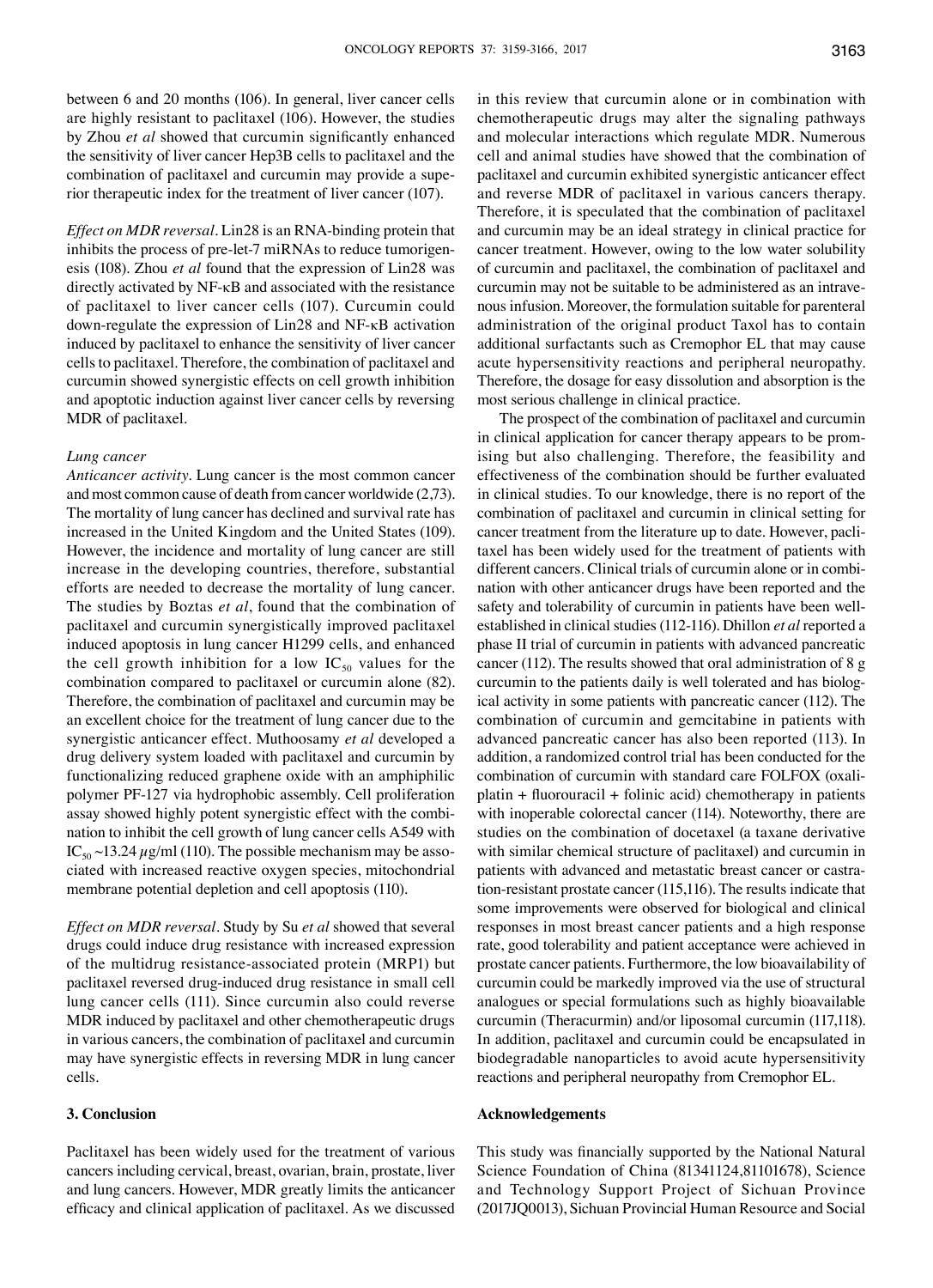between 6 and 20 months (106). In general, liver cancer cells are highly resistant to paclitaxel (106). However, the studies by Zhou *et al* showed that curcumin significantly enhanced the sensitivity of liver cancer Hep3B cells to paclitaxel and the combination of paclitaxel and curcumin may provide a superior therapeutic index for the treatment of liver cancer (107).

*Effect on MDR reversal*. Lin28 is an RNA-binding protein that inhibits the process of pre-let-7 miRNAs to reduce tumorigenesis (108). Zhou *et al* found that the expression of Lin28 was directly activated by NF-κB and associated with the resistance of paclitaxel to liver cancer cells (107). Curcumin could down-regulate the expression of Lin28 and NF-κB activation induced by paclitaxel to enhance the sensitivity of liver cancer cells to paclitaxel. Therefore, the combination of paclitaxel and curcumin showed synergistic effects on cell growth inhibition and apoptotic induction against liver cancer cells by reversing MDR of paclitaxel.

*Lung cancer*

*Anticancer activity*. Lung cancer is the most common cancer and most common cause of death from cancer worldwide (2,73). The mortality of lung cancer has declined and survival rate has increased in the United Kingdom and the United States (109). However, the incidence and mortality of lung cancer are still increase in the developing countries, therefore, substantial efforts are needed to decrease the mortality of lung cancer. The studies by Boztas *et al*, found that the combination of paclitaxel and curcumin synergistically improved paclitaxel induced apoptosis in lung cancer H1299 cells, and enhanced the cell growth inhibition for a low $IC_{50}$ values for the combination compared to paclitaxel or curcumin alone (82). Therefore, the combination of paclitaxel and curcumin may be an excellent choice for the treatment of lung cancer due to the synergistic anticancer effect. Muthoosamy *et al* developed a drug delivery system loaded with paclitaxel and curcumin by functionalizing reduced graphene oxide with an amphiphilic polymer PF-127 via hydrophobic assembly. Cell proliferation assay showed highly potent synergistic effect with the combination to inhibit the cell growth of lung cancer cells A549 with $IC_{50}$ ~13.24 $\mu$g/ml (110). The possible mechanism may be associated with increased reactive oxygen species, mitochondrial membrane potential depletion and cell apoptosis (110).

*Effect on MDR reversal*. Study by Su *et al* showed that several drugs could induce drug resistance with increased expression of the multidrug resistance-associated protein (MRP1) but paclitaxel reversed drug-induced drug resistance in small cell lung cancer cells (111). Since curcumin also could reverse MDR induced by paclitaxel and other chemotherapeutic drugs in various cancers, the combination of paclitaxel and curcumin may have synergistic effects in reversing MDR in lung cancer cells.

## 3. Conclusion

Paclitaxel has been widely used for the treatment of various cancers including cervical, breast, ovarian, brain, prostate, liver and lung cancers. However, MDR greatly limits the anticancer efficacy and clinical application of paclitaxel. As we discussed in this review that curcumin alone or in combination with chemotherapeutic drugs may alter the signaling pathways and molecular interactions which regulate MDR. Numerous cell and animal studies have showed that the combination of paclitaxel and curcumin exhibited synergistic anticancer effect and reverse MDR of paclitaxel in various cancers therapy. Therefore, it is speculated that the combination of paclitaxel and curcumin may be an ideal strategy in clinical practice for cancer treatment. However, owing to the low water solubility of curcumin and paclitaxel, the combination of paclitaxel and curcumin may not be suitable to be administered as an intravenous infusion. Moreover, the formulation suitable for parenteral administration of the original product Taxol has to contain additional surfactants such as Cremophor EL that may cause acute hypersensitivity reactions and peripheral neuropathy. Therefore, the dosage for easy dissolution and absorption is the most serious challenge in clinical practice.

The prospect of the combination of paclitaxel and curcumin in clinical application for cancer therapy appears to be promising but also challenging. Therefore, the feasibility and effectiveness of the combination should be further evaluated in clinical studies. To our knowledge, there is no report of the combination of paclitaxel and curcumin in clinical setting for cancer treatment from the literature up to date. However, paclitaxel has been widely used for the treatment of patients with different cancers. Clinical trials of curcumin alone or in combination with other anticancer drugs have been reported and the safety and tolerability of curcumin in patients have been well-established in clinical studies (112-116). Dhillon *et al* reported a phase II trial of curcumin in patients with advanced pancreatic cancer (112). The results showed that oral administration of 8 g curcumin to the patients daily is well tolerated and has biological activity in some patients with pancreatic cancer (112). The combination of curcumin and gemcitabine in patients with advanced pancreatic cancer has also been reported (113). In addition, a randomized control trial has been conducted for the combination of curcumin with standard care FOLFOX (oxaliplatin + fluorouracil + folinic acid) chemotherapy in patients with inoperable colorectal cancer (114). Noteworthy, there are studies on the combination of docetaxel (a taxane derivative with similar chemical structure of paclitaxel) and curcumin in patients with advanced and metastatic breast cancer or castration-resistant prostate cancer (115,116). The results indicate that some improvements were observed for biological and clinical responses in most breast cancer patients and a high response rate, good tolerability and patient acceptance were achieved in prostate cancer patients. Furthermore, the low bioavailability of curcumin could be markedly improved via the use of structural analogues or special formulations such as highly bioavailable curcumin (Theracurmin) and/or liposomal curcumin (117,118). In addition, paclitaxel and curcumin could be encapsulated in biodegradable nanoparticles to avoid acute hypersensitivity reactions and peripheral neuropathy from Cremophor EL.

## Acknowledgements

This study was financially supported by the National Natural Science Foundation of China (81341124,81101678), Science and Technology Support Project of Sichuan Province (2017JQ0013), Sichuan Provincial Human Resource and Social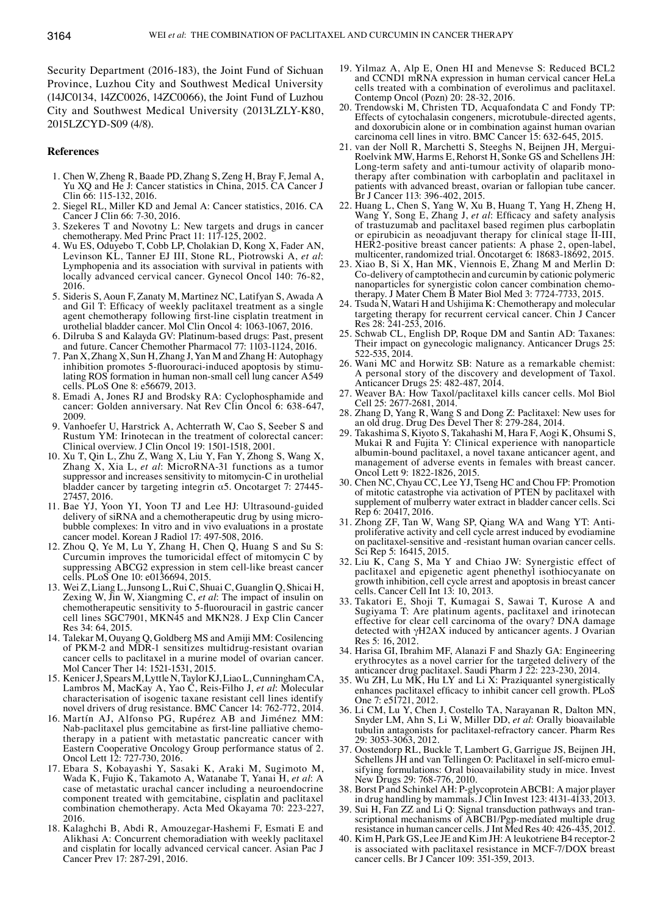Security Department (2016-183), the Joint Fund of Sichuan Province, Luzhou City and Southwest Medical University (14JC0134, 14ZC0026, 14ZC0066), the Joint Fund of Luzhou City and Southwest Medical University (2013LZLY-K80, 2015LZCYD-S09 (4/8).

## References

1. Chen W, Zheng R, Baade PD, Zhang S, Zeng H, Bray F, Jemal A, Yu XQ and He J: Cancer statistics in China, 2015. CA Cancer J Clin 66: 115-132, 2016.
2. Siegel RL, Miller KD and Jemal A: Cancer statistics, 2016. CA Cancer J Clin 66: 7-30, 2016.
3. Szekeres T and Novotny L: New targets and drugs in cancer chemotherapy. Med Princ Pract 11: 117-125, 2002.
4. Wu ES, Oduyebo T, Cobb LP, Cholakian D, Kong X, Fader AN, Levinson KL, Tanner EJ III, Stone RL, Piotrowski A, *et al*: Lymphopenia and its association with survival in patients with locally advanced cervical cancer. Gynecol Oncol 140: 76-82, 2016.
5. Sideris S, Aoun F, Zanaty M, Martinez NC, Latifyan S, Awada A and Gil T: Efficacy of weekly paclitaxel treatment as a single agent chemotherapy following first-line cisplatin treatment in urothelial bladder cancer. Mol Clin Oncol 4: 1063-1067, 2016.
6. Dilruba S and Kalayda GV: Platinum-based drugs: Past, present and future. Cancer Chemother Pharmacol 77: 1103-1124, 2016.
7. Pan X, Zhang X, Sun H, Zhang J, Yan M and Zhang H: Autophagy inhibition promotes 5-fluorouraci-induced apoptosis by stimulating ROS formation in human non-small cell lung cancer A549 cells. PLoS One 8: e56679, 2013.
8. Emadi A, Jones RJ and Brodsky RA: Cyclophosphamide and cancer: Golden anniversary. Nat Rev Clin Oncol 6: 638-647, 2009.
9. Vanhoefer U, Harstrick A, Achterrath W, Cao S, Seeber S and Rustum YM: Irinotecan in the treatment of colorectal cancer: Clinical overview. J Clin Oncol 19: 1501-1518, 2001.
10. Xu T, Qin L, Zhu Z, Wang X, Liu Y, Fan Y, Zhong S, Wang X, Zhang X, Xia L, *et al*: MicroRNA-31 functions as a tumor suppressor and increases sensitivity to mitomycin-C in urothelial bladder cancer by targeting integrin α5. Oncotarget 7: 27445-27457, 2016.
11. Bae YJ, Yoon YI, Yoon TJ and Lee HJ: Ultrasound-guided delivery of siRNA and a chemotherapeutic drug by using microbubble complexes: In vitro and in vivo evaluations in a prostate cancer model. Korean J Radiol 17: 497-508, 2016.
12. Zhou Q, Ye M, Lu Y, Zhang H, Chen Q, Huang S and Su S: Curcumin improves the tumoricidal effect of mitomycin C by suppressing ABCG2 expression in stem cell-like breast cancer cells. PLoS One 10: e0136694, 2015.
13. Wei Z, Liang L, Junsong L, Rui C, Shuai C, Guanglin Q, Shicai H, Zexing W, Jin W, Xiangming C, *et al*: The impact of insulin on chemotherapeutic sensitivity to 5-fluorouracil in gastric cancer cell lines SGC7901, MKN45 and MKN28. J Exp Clin Cancer Res 34: 64, 2015.
14. Talekar M, Ouyang Q, Goldberg MS and Amiji MM: Cosilencing of PKM-2 and MDR-1 sensitizes multidrug-resistant ovarian cancer cells to paclitaxel in a murine model of ovarian cancer. Mol Cancer Ther 14: 1521-1531, 2015.
15. Kenicer J, Spears M, Lyttle N, Taylor KJ, Liao L, Cunningham CA, Lambros M, MacKay A, Yao C, Reis-Filho J, *et al*: Molecular characterisation of isogenic taxane resistant cell lines identify novel drivers of drug resistance. BMC Cancer 14: 762-772, 2014.
16. Martín AJ, Alfonso PG, Rupérez AB and Jiménez MM: Nab-paclitaxel plus gemcitabine as first-line palliative chemotherapy in a patient with metastatic pancreatic cancer with Eastern Cooperative Oncology Group performance status of 2. Oncol Lett 12: 727-730, 2016.
17. Ebara S, Kobayashi Y, Sasaki K, Araki M, Sugimoto M, Wada K, Fujio K, Takamoto A, Watanabe T, Yanai H, *et al*: A case of metastatic urachal cancer including a neuroendocrine component treated with gemcitabine, cisplatin and paclitaxel combination chemotherapy. Acta Med Okayama 70: 223-227, 2016.
18. Kalaghchi B, Abdi R, Amouzegar-Hashemi F, Esmati E and Alikhasi A: Concurrent chemoradiation with weekly paclitaxel and cisplatin for locally advanced cervical cancer. Asian Pac J Cancer Prev 17: 287-291, 2016.
19. Yilmaz A, Alp E, Onen HI and Menevse S: Reduced BCL2 and CCND1 mRNA expression in human cervical cancer HeLa cells treated with a combination of everolimus and paclitaxel. Contemp Oncol (Pozn) 20: 28-32, 2016.
20. Trendowski M, Christen TD, Acquafondata C and Fondy TP: Effects of cytochalasin congeners, microtubule-directed agents, and doxorubicin alone or in combination against human ovarian carcinoma cell lines in vitro. BMC Cancer 15: 632-645, 2015.
21. van der Noll R, Marchetti S, Steeghs N, Beijnen JH, Mergui-Roelvink MW, Harms E, Rehorst H, Sonke GS and Schellens JH: Long-term safety and anti-tumour activity of olaparib monotherapy after combination with carboplatin and paclitaxel in patients with advanced breast, ovarian or fallopian tube cancer. Br J Cancer 113: 396-402, 2015.
22. Huang L, Chen S, Yang W, Xu B, Huang T, Yang H, Zheng H, Wang Y, Song E, Zhang J, *et al*: Efficacy and safety analysis of trastuzumab and paclitaxel based regimen plus carboplatin or epirubicin as neoadjuvant therapy for clinical stage II-III, HER2-positive breast cancer patients: A phase 2, open-label, multicenter, randomized trial. Oncotarget 6: 18683-18692, 2015.
23. Xiao B, Si X, Han MK, Viennois E, Zhang M and Merlin D: Co-delivery of camptothecin and curcumin by cationic polymeric nanoparticles for synergistic colon cancer combination chemotherapy. J Mater Chem B Mater Biol Med 3: 7724-7733, 2015.
24. Tsuda N, Watari H and Ushijima K: Chemotherapy and molecular targeting therapy for recurrent cervical cancer. Chin J Cancer Res 28: 241-253, 2016.
25. Schwab CL, English DP, Roque DM and Santin AD: Taxanes: Their impact on gynecologic malignancy. Anticancer Drugs 25: 522-535, 2014.
26. Wani MC and Horwitz SB: Nature as a remarkable chemist: A personal story of the discovery and development of Taxol. Anticancer Drugs 25: 482-487, 2014.
27. Weaver BA: How Taxol/paclitaxel kills cancer cells. Mol Biol Cell 25: 2677-2681, 2014.
28. Zhang D, Yang R, Wang S and Dong Z: Paclitaxel: New uses for an old drug. Drug Des Devel Ther 8: 279-284, 2014.
29. Takashima S, Kiyoto S, Takahashi M, Hara F, Aogi K, Ohsumi S, Mukai R and Fujita Y: Clinical experience with nanoparticle albumin-bound paclitaxel, a novel taxane anticancer agent, and management of adverse events in females with breast cancer. Oncol Lett 9: 1822-1826, 2015.
30. Chen NC, Chyau CC, Lee YJ, Tseng HC and Chou FP: Promotion of mitotic catastrophe via activation of PTEN by paclitaxel with supplement of mulberry water extract in bladder cancer cells. Sci Rep 6: 20417, 2016.
31. Zhong ZF, Tan W, Wang SP, Qiang WA and Wang YT: Antiproliferative activity and cell cycle arrest induced by evodiamine on paclitaxel-sensitive and -resistant human ovarian cancer cells. Sci Rep 5: 16415, 2015.
32. Liu K, Cang S, Ma Y and Chiao JW: Synergistic effect of paclitaxel and epigenetic agent phenethyl isothiocyanate on growth inhibition, cell cycle arrest and apoptosis in breast cancer cells. Cancer Cell Int 13: 10, 2013.
33. Takatori E, Shoji T, Kumagai S, Sawai T, Kurose A and Sugiyama T: Are platinum agents, paclitaxel and irinotecan effective for clear cell carcinoma of the ovary? DNA damage detected with γH2AX induced by anticancer agents. J Ovarian Res 5: 16, 2012.
34. Harisa GI, Ibrahim MF, Alanazi F and Shazly GA: Engineering erythrocytes as a novel carrier for the targeted delivery of the anticancer drug paclitaxel. Saudi Pharm J 22: 223-230, 2014.
35. Wu ZH, Lu MK, Hu LY and Li X: Praziquantel synergistically enhances paclitaxel efficacy to inhibit cancer cell growth. PLoS One 7: e51721, 2012.
36. Li CM, Lu Y, Chen J, Costello TA, Narayanan R, Dalton MN, Snyder LM, Ahn S, Li W, Miller DD, *et al*: Orally bioavailable tubulin antagonists for paclitaxel-refractory cancer. Pharm Res 29: 3053-3063, 2012.
37. Oostendorp RL, Buckle T, Lambert G, Garrigue JS, Beijnen JH, Schellens JH and van Tellingen O: Paclitaxel in self-micro emulsifying formulations: Oral bioavailability study in mice. Invest New Drugs 29: 768-776, 2010.
38. Borst P and Schinkel AH: P-glycoprotein ABCB1: A major player in drug handling by mammals. J Clin Invest 123: 4131-4133, 2013.
39. Sui H, Fan ZZ and Li Q: Signal transduction pathways and transcriptional mechanisms of ABCB1/Pgp-mediated multiple drug resistance in human cancer cells. J Int Med Res 40: 426-435, 2012.
40. Kim H, Park GS, Lee JE and Kim JH: A leukotriene B4 receptor-2 is associated with paclitaxel resistance in MCF-7/DOX breast cancer cells. Br J Cancer 109: 351-359, 2013.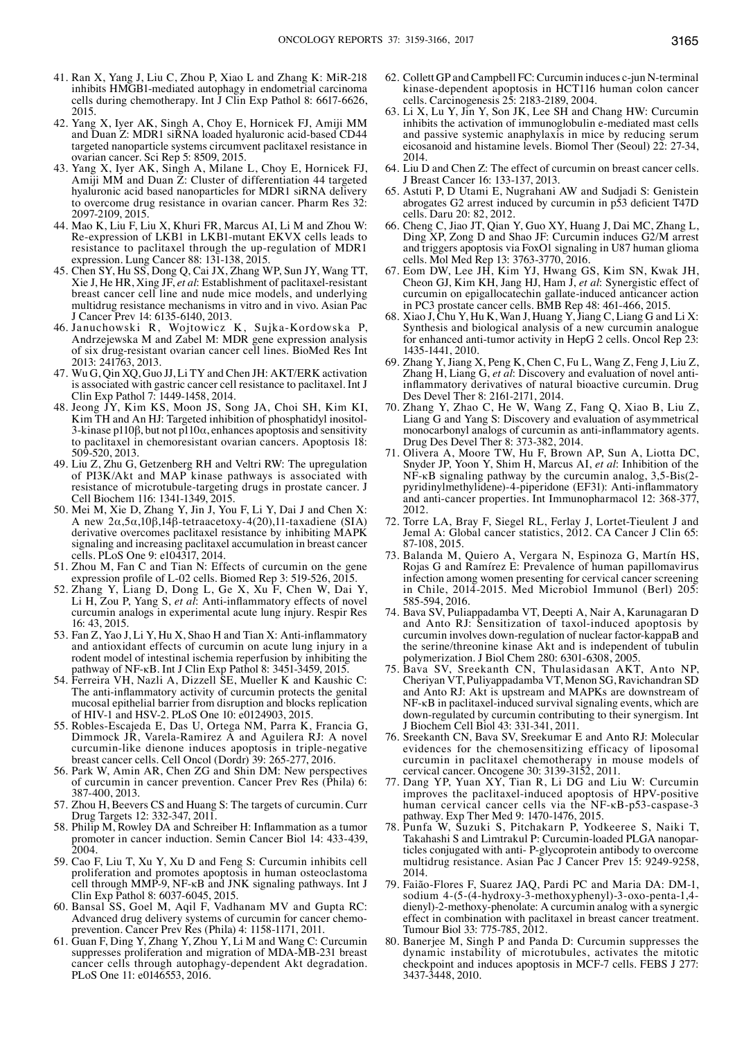41. Ran X, Yang J, Liu C, Zhou P, Xiao L and Zhang K: MiR-218 inhibits HMGB1-mediated autophagy in endometrial carcinoma cells during chemotherapy. Int J Clin Exp Pathol 8: 6617-6626, 2015.
42. Yang X, Iyer AK, Singh A, Choy E, Hornicek FJ, Amiji MM and Duan Z: MDR1 siRNA loaded hyaluronic acid-based CD44 targeted nanoparticle systems circumvent paclitaxel resistance in ovarian cancer. Sci Rep 5: 8509, 2015.
43. Yang X, Iyer AK, Singh A, Milane L, Choy E, Hornicek FJ, Amiji MM and Duan Z: Cluster of differentiation 44 targeted hyaluronic acid based nanoparticles for MDR1 siRNA delivery to overcome drug resistance in ovarian cancer. Pharm Res 32: 2097-2109, 2015.
44. Mao K, Liu F, Liu X, Khuri FR, Marcus AI, Li M and Zhou W: Re-expression of LKB1 in LKB1-mutant EKVX cells leads to resistance to paclitaxel through the up-regulation of MDR1 expression. Lung Cancer 88: 131-138, 2015.
45. Chen SY, Hu SS, Dong Q, Cai JX, Zhang WP, Sun JY, Wang TT, Xie J, He HR, Xing JF, *et al*: Establishment of paclitaxel-resistant breast cancer cell line and nude mice models, and underlying multidrug resistance mechanisms in vitro and in vivo. Asian Pac J Cancer Prev 14: 6135-6140, 2013.
46. Januchowski R, Wojtowicz K, Sujka-Kordowska P, Andrzejewska M and Zabel M: MDR gene expression analysis of six drug-resistant ovarian cancer cell lines. BioMed Res Int 2013: 241763, 2013.
47. Wu G, Qin XQ, Guo JJ, Li TY and Chen JH: AKT/ERK activation is associated with gastric cancer cell resistance to paclitaxel. Int J Clin Exp Pathol 7: 1449-1458, 2014.
48. Jeong JY, Kim KS, Moon JS, Song JA, Choi SH, Kim KI, Kim TH and An HJ: Targeted inhibition of phosphatidyl inositol-3-kinase p110β, but not p110α, enhances apoptosis and sensitivity to paclitaxel in chemoresistant ovarian cancers. Apoptosis 18: 509-520, 2013.
49. Liu Z, Zhu G, Getzenberg RH and Veltri RW: The upregulation of PI3K/Akt and MAP kinase pathways is associated with resistance of microtubule-targeting drugs in prostate cancer. J Cell Biochem 116: 1341-1349, 2015.
50. Mei M, Xie D, Zhang Y, Jin J, You F, Li Y, Dai J and Chen X: A new 2α,5α,10β,14β-tetraacetoxy-4(20),11-taxadiene (SIA) derivative overcomes paclitaxel resistance by inhibiting MAPK signaling and increasing paclitaxel accumulation in breast cancer cells. PLoS One 9: e104317, 2014.
51. Zhou M, Fan C and Tian N: Effects of curcumin on the gene expression profile of L-02 cells. Biomed Rep 3: 519-526, 2015.
52. Zhang Y, Liang D, Dong L, Ge X, Xu F, Chen W, Dai Y, Li H, Zou P, Yang S, *et al*: Anti-inflammatory effects of novel curcumin analogs in experimental acute lung injury. Respir Res 16: 43, 2015.
53. Fan Z, Yao J, Li Y, Hu X, Shao H and Tian X: Anti-inflammatory and antioxidant effects of curcumin on acute lung injury in a rodent model of intestinal ischemia reperfusion by inhibiting the pathway of NF-κB. Int J Clin Exp Pathol 8: 3451-3459, 2015.
54. Ferreira VH, Nazli A, Dizzell SE, Mueller K and Kaushic C: The anti-inflammatory activity of curcumin protects the genital mucosal epithelial barrier from disruption and blocks replication of HIV-1 and HSV-2. PLoS One 10: e0124903, 2015.
55. Robles-Escajeda E, Das U, Ortega NM, Parra K, Francia G, Dimmock JR, Varela-Ramirez A and Aguilera RJ: A novel curcumin-like dienone induces apoptosis in triple-negative breast cancer cells. Cell Oncol (Dordr) 39: 265-277, 2016.
56. Park W, Amin AR, Chen ZG and Shin DM: New perspectives of curcumin in cancer prevention. Cancer Prev Res (Phila) 6: 387-400, 2013.
57. Zhou H, Beevers CS and Huang S: The targets of curcumin. Curr Drug Targets 12: 332-347, 2011.
58. Philip M, Rowley DA and Schreiber H: Inflammation as a tumor promoter in cancer induction. Semin Cancer Biol 14: 433-439, 2004.
59. Cao F, Liu T, Xu Y, Xu D and Feng S: Curcumin inhibits cell proliferation and promotes apoptosis in human osteoclastoma cell through MMP-9, NF-κB and JNK signaling pathways. Int J Clin Exp Pathol 8: 6037-6045, 2015.
60. Bansal SS, Goel M, Aqil F, Vadhanam MV and Gupta RC: Advanced drug delivery systems of curcumin for cancer chemoprevention. Cancer Prev Res (Phila) 4: 1158-1171, 2011.
61. Guan F, Ding Y, Zhang Y, Zhou Y, Li M and Wang C: Curcumin suppresses proliferation and migration of MDA-MB-231 breast cancer cells through autophagy-dependent Akt degradation. PLoS One 11: e0146553, 2016.
62. Collett GP and Campbell FC: Curcumin induces c-jun N-terminal kinase-dependent apoptosis in HCT116 human colon cancer cells. Carcinogenesis 25: 2183-2189, 2004.
63. Li X, Lu Y, Jin Y, Son JK, Lee SH and Chang HW: Curcumin inhibits the activation of immunoglobulin e-mediated mast cells and passive systemic anaphylaxis in mice by reducing serum eicosanoid and histamine levels. Biomol Ther (Seoul) 22: 27-34, 2014.
64. Liu D and Chen Z: The effect of curcumin on breast cancer cells. J Breast Cancer 16: 133-137, 2013.
65. Astuti P, D Utami E, Nugrahani AW and Sudjadi S: Genistein abrogates G2 arrest induced by curcumin in p53 deficient T47D cells. Daru 20: 82, 2012.
66. Cheng C, Jiao JT, Qian Y, Guo XY, Huang J, Dai MC, Zhang L, Ding XP, Zong D and Shao JF: Curcumin induces G2/M arrest and triggers apoptosis via FoxO1 signaling in U87 human glioma cells. Mol Med Rep 13: 3763-3770, 2016.
67. Eom DW, Lee JH, Kim YJ, Hwang GS, Kim SN, Kwak JH, Cheon GJ, Kim KH, Jang HJ, Ham J, *et al*: Synergistic effect of curcumin on epigallocatechin gallate-induced anticancer action in PC3 prostate cancer cells. BMB Rep 48: 461-466, 2015.
68. Xiao J, Chu Y, Hu K, Wan J, Huang Y, Jiang C, Liang G and Li X: Synthesis and biological analysis of a new curcumin analogue for enhanced anti-tumor activity in HepG 2 cells. Oncol Rep 23: 1435-1441, 2010.
69. Zhang Y, Jiang X, Peng K, Chen C, Fu L, Wang Z, Feng J, Liu Z, Zhang H, Liang G, *et al*: Discovery and evaluation of novel anti-inflammatory derivatives of natural bioactive curcumin. Drug Des Devel Ther 8: 2161-2171, 2014.
70. Zhang Y, Zhao C, He W, Wang Z, Fang Q, Xiao B, Liu Z, Liang G and Yang S: Discovery and evaluation of asymmetrical monocarbonyl analogs of curcumin as anti-inflammatory agents. Drug Des Devel Ther 8: 373-382, 2014.
71. Olivera A, Moore TW, Hu F, Brown AP, Sun A, Liotta DC, Snyder JP, Yoon Y, Shim H, Marcus AI, *et al*: Inhibition of the NF-κB signaling pathway by the curcumin analog, 3,5-Bis(2-pyridinylmethylidene)-4-piperidone (EF31): Anti-inflammatory and anti-cancer properties. Int Immunopharmacol 12: 368-377, 2012.
72. Torre LA, Bray F, Siegel RL, Ferlay J, Lortet-Tieulent J and Jemal A: Global cancer statistics, 2012. CA Cancer J Clin 65: 87-108, 2015.
73. Balanda M, Quiero A, Vergara N, Espinoza G, Martín HS, Rojas G and Ramírez E: Prevalence of human papillomavirus infection among women presenting for cervical cancer screening in Chile, 2014-2015. Med Microbiol Immunol (Berl) 205: 585-594, 2016.
74. Bava SV, Puliappadamba VT, Deepti A, Nair A, Karunagaran D and Anto RJ: Sensitization of taxol-induced apoptosis by curcumin involves down-regulation of nuclear factor-kappaB and the serine/threonine kinase Akt and is independent of tubulin polymerization. J Biol Chem 280: 6301-6308, 2005.
75. Bava SV, Sreekanth CN, Thulasidasan AKT, Anto NP, Cheriyan VT, Puliyappadamba VT, Menon SG, Ravichandran SD and Anto RJ: Akt is upstream and MAPKs are downstream of NF-κB in paclitaxel-induced survival signaling events, which are down-regulated by curcumin contributing to their synergism. Int J Biochem Cell Biol 43: 331-341, 2011.
76. Sreekanth CN, Bava SV, Sreekumar E and Anto RJ: Molecular evidences for the chemosensitizing efficacy of liposomal curcumin in paclitaxel chemotherapy in mouse models of cervical cancer. Oncogene 30: 3139-3152, 2011.
77. Dang YP, Yuan XY, Tian R, Li DG and Liu W: Curcumin improves the paclitaxel-induced apoptosis of HPV-positive human cervical cancer cells via the NF-κB-p53-caspase-3 pathway. Exp Ther Med 9: 1470-1476, 2015.
78. Punfa W, Suzuki S, Pitchakarn P, Yodkeeree S, Naiki T, Takahashi S and Limtrakul P: Curcumin-loaded PLGA nanoparticles conjugated with anti- P-glycoprotein antibody to overcome multidrug resistance. Asian Pac J Cancer Prev 15: 9249-9258, 2014.
79. Faião-Flores F, Suarez JAQ, Pardi PC and Maria DA: DM-1, sodium 4-(5-(4-hydroxy-3-methoxyphenyl)-3-oxo-penta-1,4-dienyl)-2-methoxy-phenolate: A curcumin analog with a synergic effect in combination with paclitaxel in breast cancer treatment. Tumour Biol 33: 775-785, 2012.
80. Banerjee M, Singh P and Panda D: Curcumin suppresses the dynamic instability of microtubules, activates the mitotic checkpoint and induces apoptosis in MCF-7 cells. FEBS J 277: 3437-3448, 2010.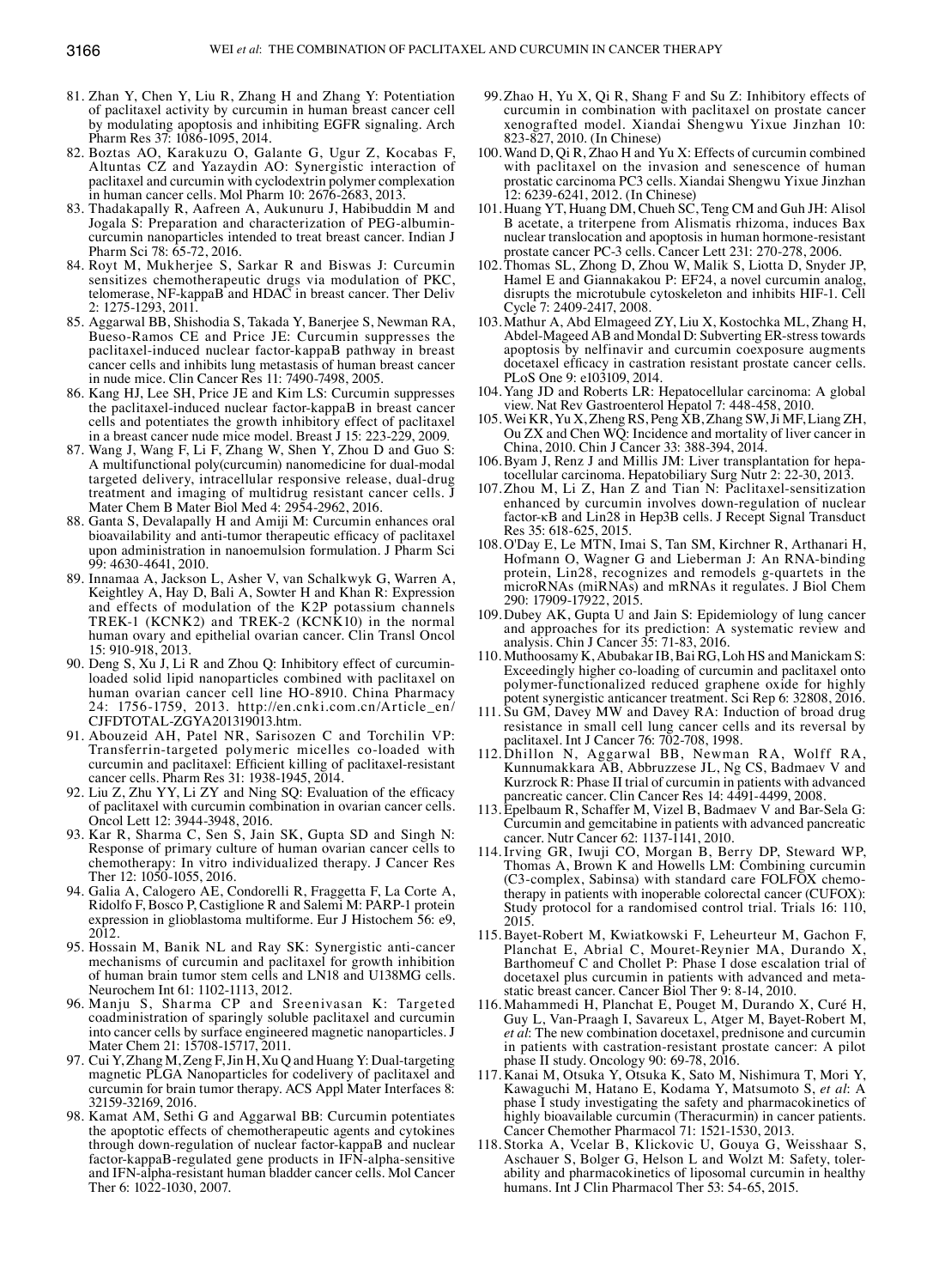81. Zhan Y, Chen Y, Liu R, Zhang H and Zhang Y: Potentiation of paclitaxel activity by curcumin in human breast cancer cell by modulating apoptosis and inhibiting EGFR signaling. Arch Pharm Res 37: 1086-1095, 2014.
82. Boztas AO, Karakuzu O, Galante G, Ugur Z, Kocabas F, Altuntas CZ and Yazaydin AO: Synergistic interaction of paclitaxel and curcumin with cyclodextrin polymer complexation in human cancer cells. Mol Pharm 10: 2676-2683, 2013.
83. Thadakapally R, Aafreen A, Aukunuru J, Habibuddin M and Jogala S: Preparation and characterization of PEG-albumin-curcumin nanoparticles intended to treat breast cancer. Indian J Pharm Sci 78: 65-72, 2016.
84. Royt M, Mukherjee S, Sarkar R and Biswas J: Curcumin sensitizes chemotherapeutic drugs via modulation of PKC, telomerase, NF-kappaB and HDAC in breast cancer. Ther Deliv 2: 1275-1293, 2011.
85. Aggarwal BB, Shishodia S, Takada Y, Banerjee S, Newman RA, Bueso-Ramos CE and Price JE: Curcumin suppresses the paclitaxel-induced nuclear factor-kappaB pathway in breast cancer cells and inhibits lung metastasis of human breast cancer in nude mice. Clin Cancer Res 11: 7490-7498, 2005.
86. Kang HJ, Lee SH, Price JE and Kim LS: Curcumin suppresses the paclitaxel-induced nuclear factor-kappaB in breast cancer cells and potentiates the growth inhibitory effect of paclitaxel in a breast cancer nude mice model. Breast J 15: 223-229, 2009.
87. Wang J, Wang F, Li F, Zhang W, Shen Y, Zhou D and Guo S: A multifunctional poly(curcumin) nanomedicine for dual-modal targeted delivery, intracellular responsive release, dual-drug treatment and imaging of multidrug resistant cancer cells. J Mater Chem B Mater Biol Med 4: 2954-2962, 2016.
88. Ganta S, Devalapally H and Amiji M: Curcumin enhances oral bioavailability and anti-tumor therapeutic efficacy of paclitaxel upon administration in nanoemulsion formulation. J Pharm Sci 99: 4630-4641, 2010.
89. Innamaa A, Jackson L, Asher V, van Schalkwyk G, Warren A, Keightley A, Hay D, Bali A, Sowter H and Khan R: Expression and effects of modulation of the K2P potassium channels TREK-1 (KCNK2) and TREK-2 (KCNK10) in the normal human ovary and epithelial ovarian cancer. Clin Transl Oncol 15: 910-918, 2013.
90. Deng S, Xu J, Li R and Zhou Q: Inhibitory effect of curcumin-loaded solid lipid nanoparticles combined with paclitaxel on human ovarian cancer cell line HO-8910. China Pharmacy 24: 1756-1759, 2013. http://en.cnki.com.cn/Article_en/CJFDTOTAL-ZGYA201319013.htm.
91. Abouzeid AH, Patel NR, Sarisozen C and Torchilin VP: Transferrin-targeted polymeric micelles co-loaded with curcumin and paclitaxel: Efficient killing of paclitaxel-resistant cancer cells. Pharm Res 31: 1938-1945, 2014.
92. Liu Z, Zhu YY, Li ZY and Ning SQ: Evaluation of the efficacy of paclitaxel with curcumin combination in ovarian cancer cells. Oncol Lett 12: 3944-3948, 2016.
93. Kar R, Sharma C, Sen S, Jain SK, Gupta SD and Singh N: Response of primary culture of human ovarian cancer cells to chemotherapy: In vitro individualized therapy. J Cancer Res Ther 12: 1050-1055, 2016.
94. Galia A, Calogero AE, Condorelli R, Fraggetta F, La Corte A, Ridolfo F, Bosco P, Castiglione R and Salemi M: PARP-1 protein expression in glioblastoma multiforme. Eur J Histochem 56: e9, 2012.
95. Hossain M, Banik NL and Ray SK: Synergistic anti-cancer mechanisms of curcumin and paclitaxel for growth inhibition of human brain tumor stem cells and LN18 and U138MG cells. Neurochem Int 61: 1102-1113, 2012.
96. Manju S, Sharma CP and Sreenivasan K: Targeted coadministration of sparingly soluble paclitaxel and curcumin into cancer cells by surface engineered magnetic nanoparticles. J Mater Chem 21: 15708-15717, 2011.
97. Cui Y, Zhang M, Zeng F, Jin H, Xu Q and Huang Y: Dual-targeting magnetic PLGA Nanoparticles for codelivery of paclitaxel and curcumin for brain tumor therapy. ACS Appl Mater Interfaces 8: 32159-32169, 2016.
98. Kamat AM, Sethi G and Aggarwal BB: Curcumin potentiates the apoptotic effects of chemotherapeutic agents and cytokines through down-regulation of nuclear factor-kappaB and nuclear factor-kappaB-regulated gene products in IFN-alpha-sensitive and IFN-alpha-resistant human bladder cancer cells. Mol Cancer Ther 6: 1022-1030, 2007.
99. Zhao H, Yu X, Qi R, Shang F and Su Z: Inhibitory effects of curcumin in combination with paclitaxel on prostate cancer xenografted model. Xiandai Shengwu Yixue Jinzhan 10: 823-827, 2010. (In Chinese)
100. Wand D, Qi R, Zhao H and Yu X: Effects of curcumin combined with paclitaxel on the invasion and senescence of human prostatic carcinoma PC3 cells. Xiandai Shengwu Yixue Jinzhan 12: 6239-6241, 2012. (In Chinese)
101. Huang YT, Huang DM, Chueh SC, Teng CM and Guh JH: Alisol B acetate, a triterpene from Alismatis rhizoma, induces Bax nuclear translocation and apoptosis in human hormone-resistant prostate cancer PC-3 cells. Cancer Lett 231: 270-278, 2006.
102. Thomas SL, Zhong D, Zhou W, Malik S, Liotta D, Snyder JP, Hamel E and Giannakakou P: EF24, a novel curcumin analog, disrupts the microtubule cytoskeleton and inhibits HIF-1. Cell Cycle 7: 2409-2417, 2008.
103. Mathur A, Abd Elmageed ZY, Liu X, Kostochka ML, Zhang H, Abdel-Mageed AB and Mondal D: Subverting ER-stress towards apoptosis by nelfinavir and curcumin coexposure augments docetaxel efficacy in castration resistant prostate cancer cells. PLoS One 9: e103109, 2014.
104. Yang JD and Roberts LR: Hepatocellular carcinoma: A global view. Nat Rev Gastroenterol Hepatol 7: 448-458, 2010.
105. Wei KR, Yu X, Zheng RS, Peng XB, Zhang SW, Ji MF, Liang ZH, Ou ZX and Chen WQ: Incidence and mortality of liver cancer in China, 2010. Chin J Cancer 33: 388-394, 2014.
106. Byam J, Renz J and Millis JM: Liver transplantation for hepatocellular carcinoma. Hepatobiliary Surg Nutr 2: 22-30, 2013.
107. Zhou M, Li Z, Han Z and Tian N: Paclitaxel-sensitization enhanced by curcumin involves down-regulation of nuclear factor-κB and Lin28 in Hep3B cells. J Recept Signal Transduct Res 35: 618-625, 2015.
108. O'Day E, Le MTN, Imai S, Tan SM, Kirchner R, Arthanari H, Hofmann O, Wagner G and Lieberman J: An RNA-binding protein, Lin28, recognizes and remodels g-quartets in the microRNAs (miRNAs) and mRNAs it regulates. J Biol Chem 290: 17909-17922, 2015.
109. Dubey AK, Gupta U and Jain S: Epidemiology of lung cancer and approaches for its prediction: A systematic review and analysis. Chin J Cancer 35: 71-83, 2016.
110. Muthoosamy K, Abubakar IB, Bai RG, Loh HS and Manickam S: Exceedingly higher co-loading of curcumin and paclitaxel onto polymer-functionalized reduced graphene oxide for highly potent synergistic anticancer treatment. Sci Rep 6: 32808, 2016.
111. Su GM, Davey MW and Davey RA: Induction of broad drug resistance in small cell lung cancer cells and its reversal by paclitaxel. Int J Cancer 76: 702-708, 1998.
112. Dhillon N, Aggarwal BB, Newman RA, Wolff RA, Kunnumakkara AB, Abbruzzese JL, Ng CS, Badmaev V and Kurzrock R: Phase II trial of curcumin in patients with advanced pancreatic cancer. Clin Cancer Res 14: 4491-4499, 2008.
113. Epelbaum R, Schaffer M, Vizel B, Badmaev V and Bar-Sela G: Curcumin and gemcitabine in patients with advanced pancreatic cancer. Nutr Cancer 62: 1137-1141, 2010.
114. Irving GR, Iwuji CO, Morgan B, Berry DP, Steward WP, Thomas A, Brown K and Howells LM: Combining curcumin (C3-complex, Sabinsa) with standard care FOLFOX chemotherapy in patients with inoperable colorectal cancer (CUFOX): Study protocol for a randomised control trial. Trials 16: 110, 2015.
115. Bayet-Robert M, Kwiatkowski F, Leheurteur M, Gachon F, Planchat E, Abrial C, Mouret-Reynier MA, Durando X, Barthomeuf C and Chollet P: Phase I dose escalation trial of docetaxel plus curcumin in patients with advanced and metastatic breast cancer. Cancer Biol Ther 9: 8-14, 2010.
116. Mahammedi H, Planchat E, Pouget M, Durando X, Curé H, Guy L, Van-Praagh I, Savareux L, Atger M, Bayet-Robert M, *et al*: The new combination docetaxel, prednisone and curcumin in patients with castration-resistant prostate cancer: A pilot phase II study. Oncology 90: 69-78, 2016.
117. Kanai M, Otsuka Y, Otsuka K, Sato M, Nishimura T, Mori Y, Kawaguchi M, Hatano E, Kodama Y, Matsumoto S, *et al*: A phase I study investigating the safety and pharmacokinetics of highly bioavailable curcumin (Theracurmin) in cancer patients. Cancer Chemother Pharmacol 71: 1521-1530, 2013.
118. Storka A, Vcelar B, Klickovic U, Gouya G, Weisshaar S, Aschauer S, Bolger G, Helson L and Wolzt M: Safety, tolerability and pharmacokinetics of liposomal curcumin in healthy humans. Int J Clin Pharmacol Ther 53: 54-65, 2015.